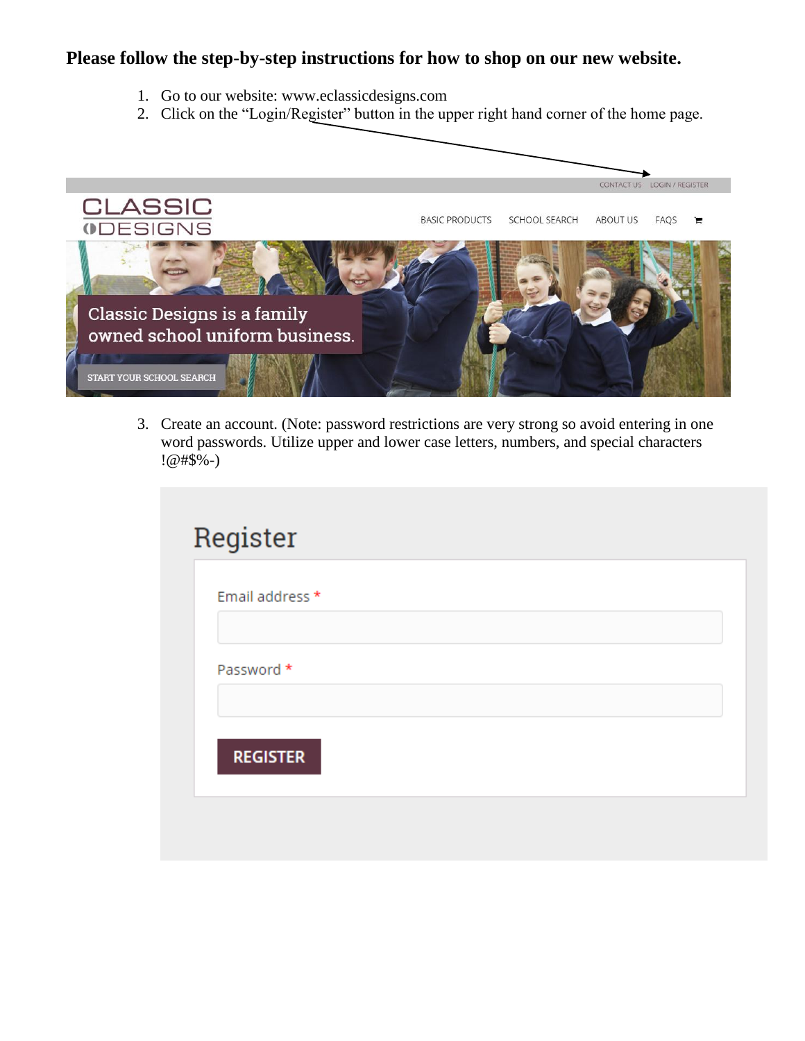**Please follow the step-by-step instructions for how to shop on our new website.**

1. Go to our website: www.eclassicdesigns.com
2. Click on the "Login/Register" button in the upper right hand corner of the home page.

CONTACT US LOGIN / REGISTER

CLASSIC DESIGNS

BASIC PRODUCTS SCHOOL SEARCH ABOUT US FAQS

Classic Designs is a family owned school uniform business.

START YOUR SCHOOL SEARCH

3. Create an account. (Note: password restrictions are very strong so avoid entering in one word passwords. Utilize upper and lower case letters, numbers, and special characters !@#$%-)

## Register

Email address *

Password *

REGISTER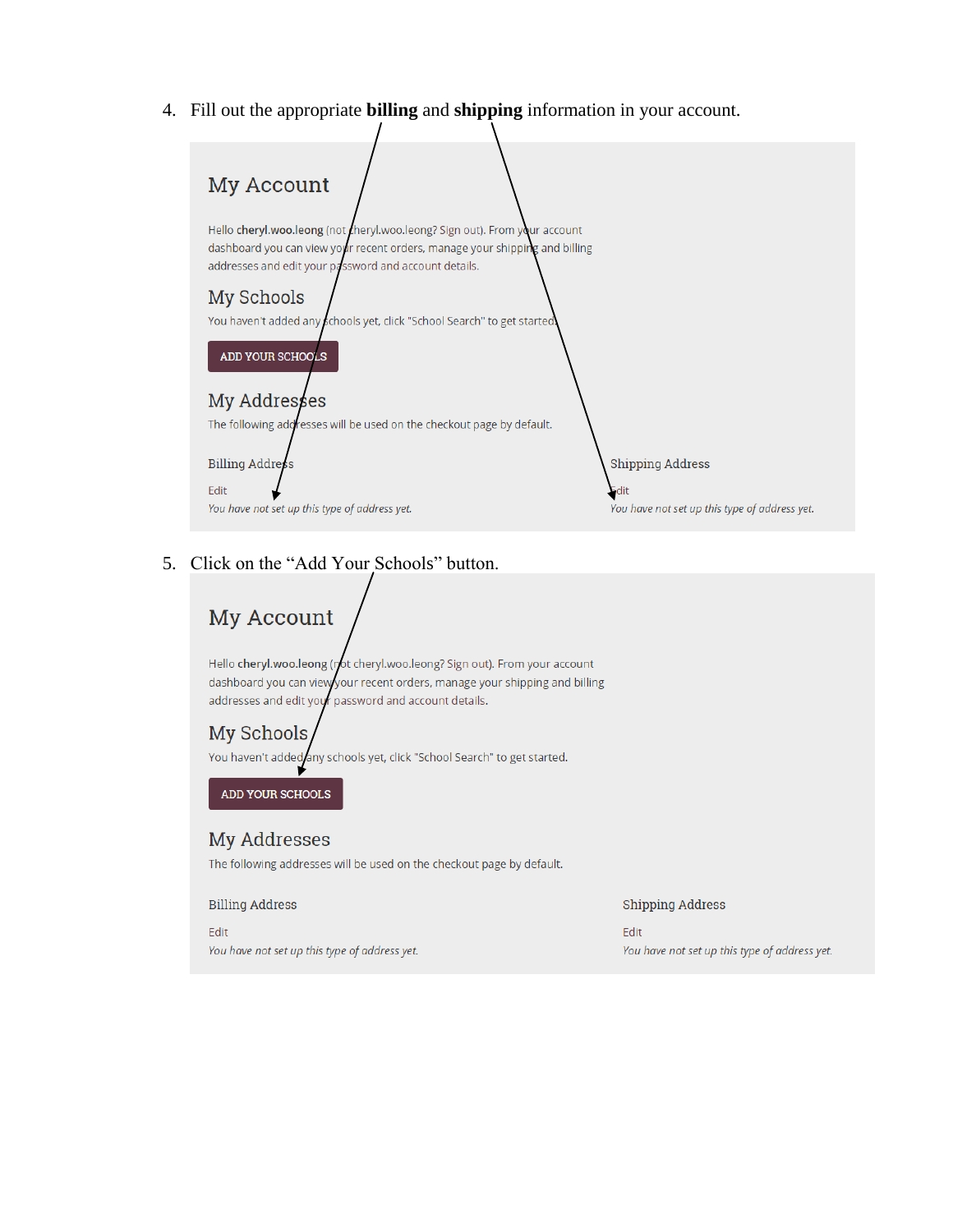4. Fill out the appropriate **billing** and **shipping** information in your account.

## My Account

Hello **cheryl.woo.leong** (not cheryl.woo.leong? Sign out). From your account dashboard you can view your recent orders, manage your shipping and billing addresses and edit your password and account details.

### My Schools

You haven't added any schools yet, click "School Search" to get started.

ADD YOUR SCHOOLS

### My Addresses

The following addresses will be used on the checkout page by default.

Billing Address

Edit

*You have not set up this type of address yet.*

Shipping Address

Edit

*You have not set up this type of address yet.*

5. Click on the "Add Your Schools" button.

## My Account

Hello **cheryl.woo.leong** (not cheryl.woo.leong? Sign out). From your account dashboard you can view your recent orders, manage your shipping and billing addresses and edit your password and account details.

### My Schools

You haven't added any schools yet, click "School Search" to get started.

ADD YOUR SCHOOLS

### My Addresses

The following addresses will be used on the checkout page by default.

Billing Address

Edit

*You have not set up this type of address yet.*

Shipping Address

Edit

*You have not set up this type of address yet.*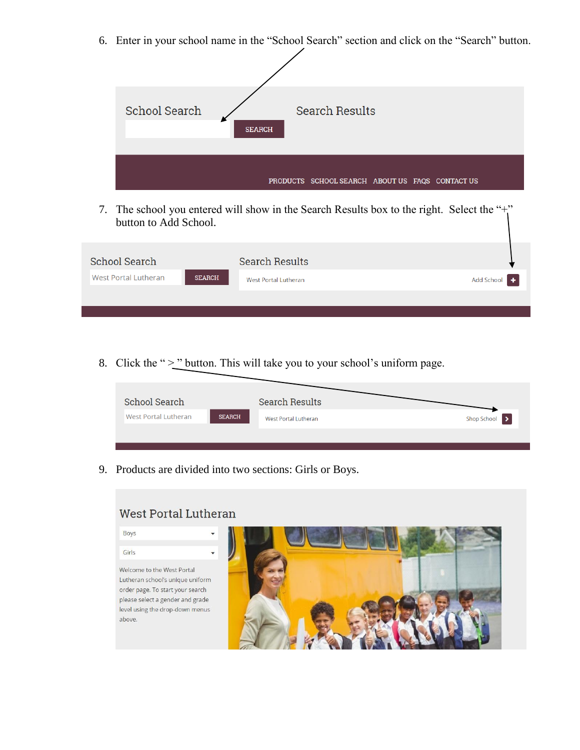6. Enter in your school name in the "School Search" section and click on the "Search" button.

7. The school you entered will show in the Search Results box to the right. Select the "+" button to Add School.

8. Click the " > " button. This will take you to your school's uniform page.

9. Products are divided into two sections: Girls or Boys.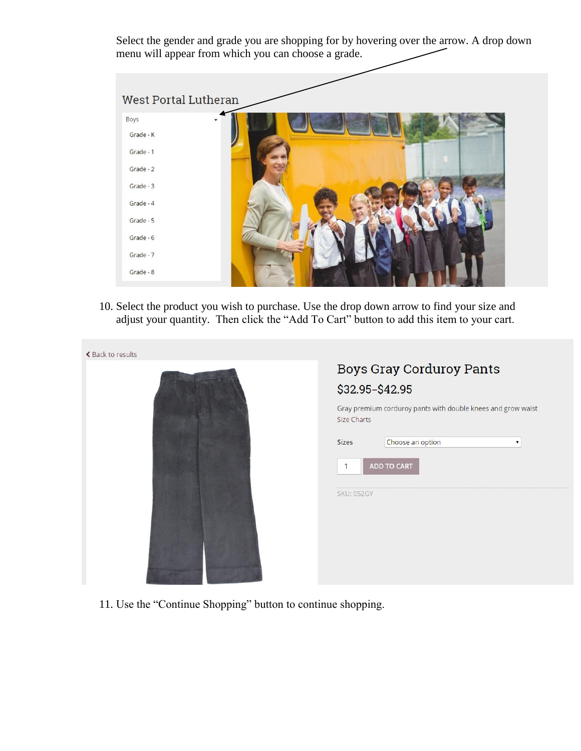Select the gender and grade you are shopping for by hovering over the arrow. A drop down menu will appear from which you can choose a grade.

West Portal Lutheran

Boys

- Grade - K
- Grade - 1
- Grade - 2
- Grade - 3
- Grade - 4
- Grade - 5
- Grade - 6
- Grade - 7
- Grade - 8

10. Select the product you wish to purchase. Use the drop down arrow to find your size and adjust your quantity. Then click the "Add To Cart" button to add this item to your cart.

< Back to results

Boys Gray Corduroy Pants

$32.95–$42.95

Gray premium corduroy pants with double knees and grow waist

Size Charts

Sizes Choose an option

1 ADD TO CART

SKU: 052GY

11. Use the "Continue Shopping" button to continue shopping.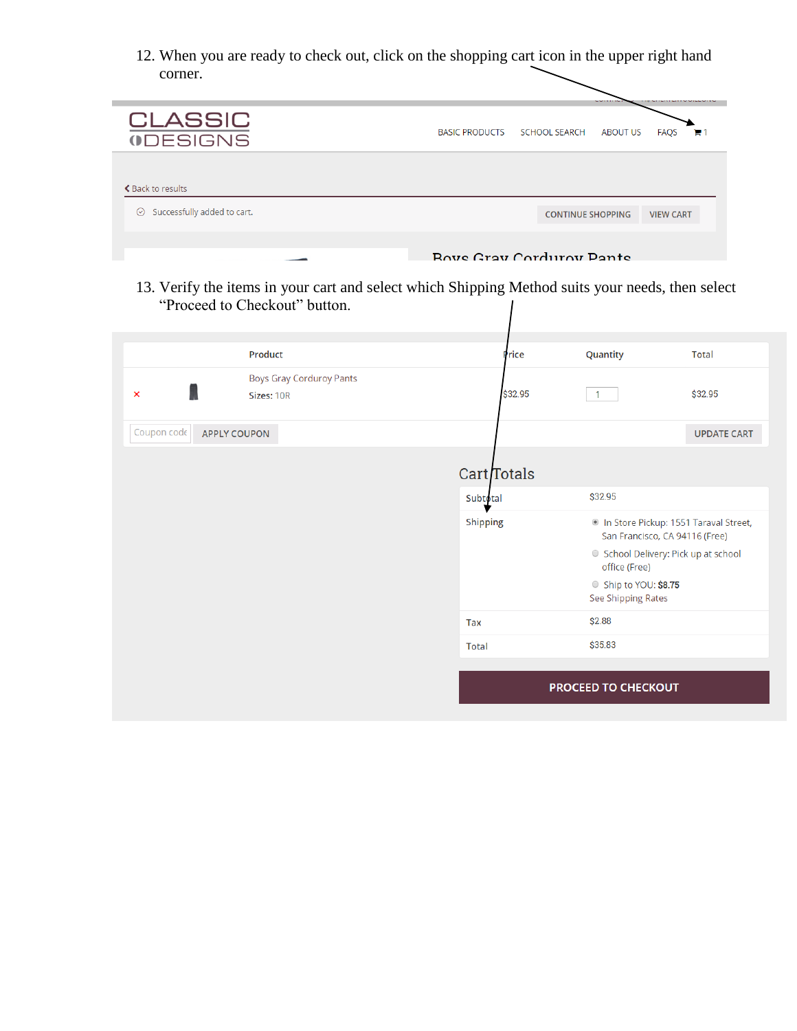12. When you are ready to check out, click on the shopping cart icon in the upper right hand corner.

CLASSIC DESIGNS

BASIC PRODUCTS SCHOOL SEARCH ABOUT US FAQS 1

Back to results

Successfully added to cart. CONTINUE SHOPPING VIEW CART

Boys Gray Corduroy Pants

13. Verify the items in your cart and select which Shipping Method suits your needs, then select "Proceed to Checkout" button.

| | | Product | Price | Quantity | Total |
|---|---|---|---|---|---|
| × | | Boys Gray Corduroy Pants<br>Sizes: 10R | $32.95 | 1 | $32.95 |

Coupon code APPLY COUPON UPDATE CART

Cart Totals

| | |
|---|---|
| Subtotal | $32.95 |
| Shipping | In Store Pickup: 1551 Taraval Street, San Francisco, CA 94116 (Free)<br>School Delivery: Pick up at school office (Free)<br>Ship to YOU: **$8.75**<br>See Shipping Rates |
| Tax | $2.88 |
| Total | $35.83 |

PROCEED TO CHECKOUT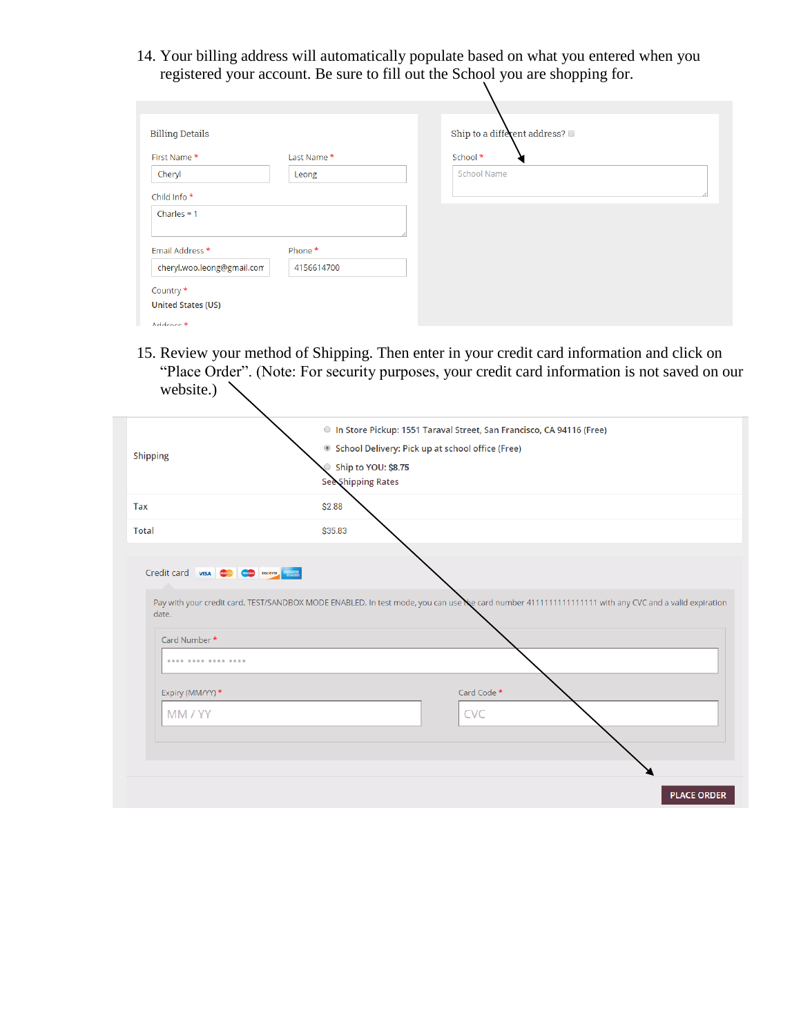14. Your billing address will automatically populate based on what you entered when you registered your account. Be sure to fill out the School you are shopping for.

Billing Details

First Name * Cheryl
Last Name * Leong
Child Info * Charles = 1
Email Address * cheryl.woo.leong@gmail.com
Phone * 4156614700
Country * United States (US)

Ship to a different address?
School * School Name

15. Review your method of Shipping. Then enter in your credit card information and click on "Place Order". (Note: For security purposes, your credit card information is not saved on our website.)

| | |
|---|---|
| Shipping | In Store Pickup: 1551 Taraval Street, San Francisco, CA 94116 (Free)<br>School Delivery: Pick up at school office (Free)<br>Ship to YOU: $8.75<br>See Shipping Rates |
| Tax | $2.88 |
| Total | $35.83 |

Credit card

Pay with your credit card. TEST/SANDBOX MODE ENABLED. In test mode, you can use the card number 4111111111111111 with any CVC and a valid expiration date.

Card Number *
Expiry (MM/YY) * MM / YY
Card Code * CVC

PLACE ORDER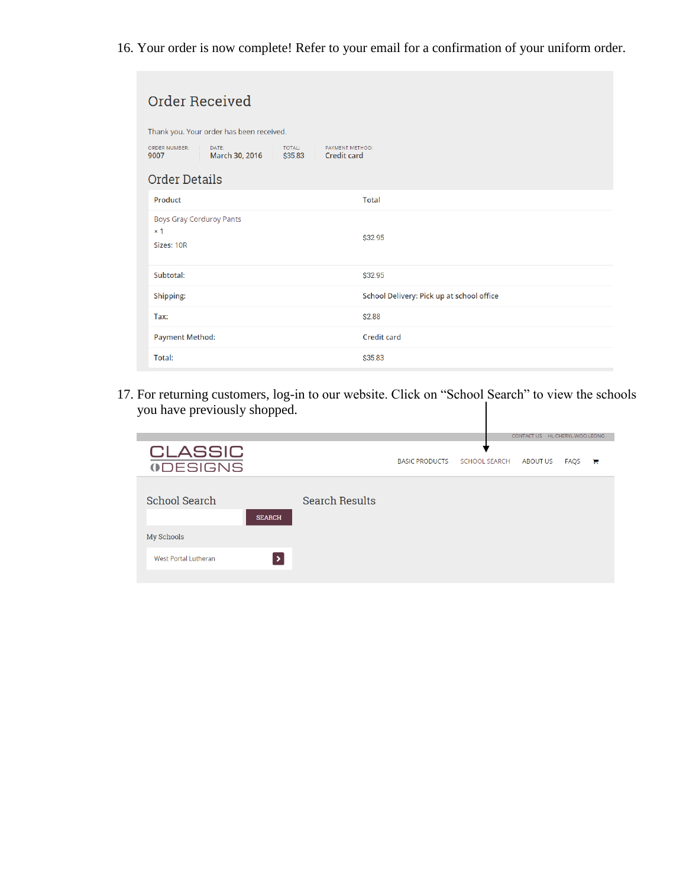16. Your order is now complete! Refer to your email for a confirmation of your uniform order.

## Order Received

Thank you. Your order has been received.

| ORDER NUMBER: | DATE: | TOTAL: | PAYMENT METHOD: |
|---|---|---|---|
| 9007 | March 30, 2016 | $35.83 | Credit card |

### Order Details

| Product | Total |
|---|---|
| Boys Gray Corduroy Pants × 1 Sizes: 10R | $32.95 |
| Subtotal: | $32.95 |
| Shipping: | School Delivery: Pick up at school office |
| Tax: | $2.88 |
| Payment Method: | Credit card |
| Total: | $35.83 |

17. For returning customers, log-in to our website. Click on "School Search" to view the schools you have previously shopped.

CONTACT US HI, CHERYL.WOO.LEONG

CLASSIC DESIGNS

BASIC PRODUCTS SCHOOL SEARCH ABOUT US FAQS

School Search

SEARCH

My Schools

West Portal Lutheran

Search Results